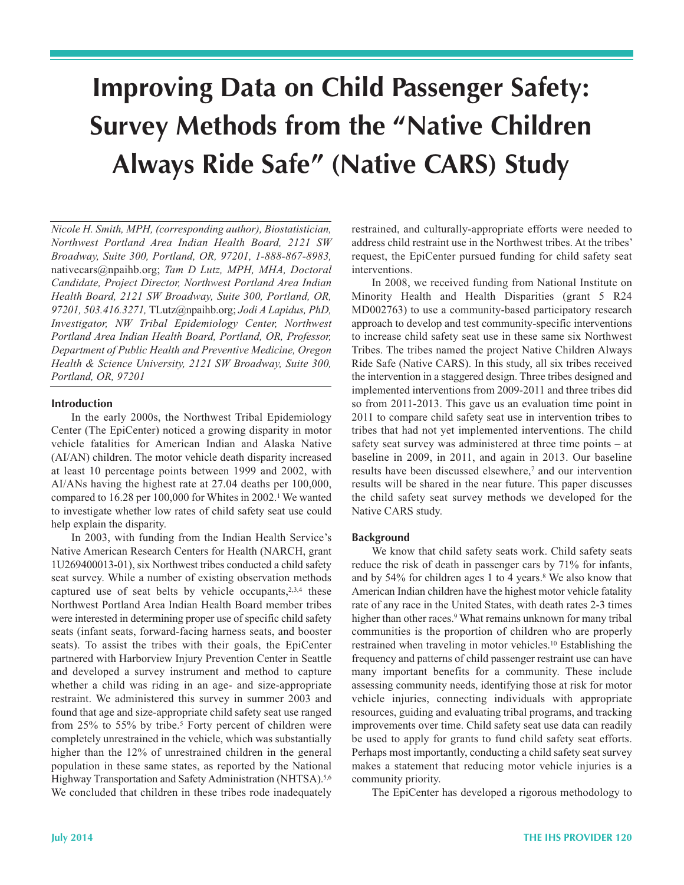# Improving Data on Child Passenger Safety: Survey Methods from the "Native Children Always Ride Safe" (Native CARS) Study

*Nicole H. Smith, MPH, (corresponding author), Biostatistician, Northwest Portland Area Indian Health Board, 2121 SW Broadway, Suite 300, Portland, OR, 97201, 1-888-867-8983,* nativecars@npaihb.org; *Tam D Lutz, MPH, MHA, Doctoral Candidate, Project Director, Northwest Portland Area Indian Health Board, 2121 SW Broadway, Suite 300, Portland, OR, 97201, 503.416.3271,* TLutz@npaihb.org; *Jodi A Lapidus, PhD, Investigator, NW Tribal Epidemiology Center, Northwest Portland Area Indian Health Board, Portland, OR, Professor, Department of Public Health and Preventive Medicine, Oregon Health & Science University, 2121 SW Broadway, Suite 300, Portland, OR, 97201*

## Introduction

In the early 2000s, the Northwest Tribal Epidemiology Center (The EpiCenter) noticed a growing disparity in motor vehicle fatalities for American Indian and Alaska Native (AI/AN) children. The motor vehicle death disparity increased at least 10 percentage points between 1999 and 2002, with AI/ANs having the highest rate at 27.04 deaths per 100,000, compared to 16.28 per 100,000 for Whites in 2002.[1] We wanted to investigate whether low rates of child safety seat use could help explain the disparity.

In 2003, with funding from the Indian Health Service's Native American Research Centers for Health (NARCH, grant 1U269400013-01), six Northwest tribes conducted a child safety seat survey. While a number of existing observation methods captured use of seat belts by vehicle occupants,[2,3,4] these Northwest Portland Area Indian Health Board member tribes were interested in determining proper use of specific child safety seats (infant seats, forward-facing harness seats, and booster seats). To assist the tribes with their goals, the EpiCenter partnered with Harborview Injury Prevention Center in Seattle and developed a survey instrument and method to capture whether a child was riding in an age- and size-appropriate restraint. We administered this survey in summer 2003 and found that age and size-appropriate child safety seat use ranged from 25% to 55% by tribe.[5] Forty percent of children were completely unrestrained in the vehicle, which was substantially higher than the 12% of unrestrained children in the general population in these same states, as reported by the National Highway Transportation and Safety Administration (NHTSA).[5,6] We concluded that children in these tribes rode inadequately restrained, and culturally-appropriate efforts were needed to address child restraint use in the Northwest tribes. At the tribes' request, the EpiCenter pursued funding for child safety seat interventions.

In 2008, we received funding from National Institute on Minority Health and Health Disparities (grant 5 R24 MD002763) to use a community-based participatory research approach to develop and test community-specific interventions to increase child safety seat use in these same six Northwest Tribes. The tribes named the project Native Children Always Ride Safe (Native CARS). In this study, all six tribes received the intervention in a staggered design. Three tribes designed and implemented interventions from 2009-2011 and three tribes did so from 2011-2013. This gave us an evaluation time point in 2011 to compare child safety seat use in intervention tribes to tribes that had not yet implemented interventions. The child safety seat survey was administered at three time points – at baseline in 2009, in 2011, and again in 2013. Our baseline results have been discussed elsewhere,[7] and our intervention results will be shared in the near future. This paper discusses the child safety seat survey methods we developed for the Native CARS study.

## Background

We know that child safety seats work. Child safety seats reduce the risk of death in passenger cars by 71% for infants, and by 54% for children ages 1 to 4 years.[8] We also know that American Indian children have the highest motor vehicle fatality rate of any race in the United States, with death rates 2-3 times higher than other races.[9] What remains unknown for many tribal communities is the proportion of children who are properly restrained when traveling in motor vehicles.[10] Establishing the frequency and patterns of child passenger restraint use can have many important benefits for a community. These include assessing community needs, identifying those at risk for motor vehicle injuries, connecting individuals with appropriate resources, guiding and evaluating tribal programs, and tracking improvements over time. Child safety seat use data can readily be used to apply for grants to fund child safety seat efforts. Perhaps most importantly, conducting a child safety seat survey makes a statement that reducing motor vehicle injuries is a community priority.

The EpiCenter has developed a rigorous methodology to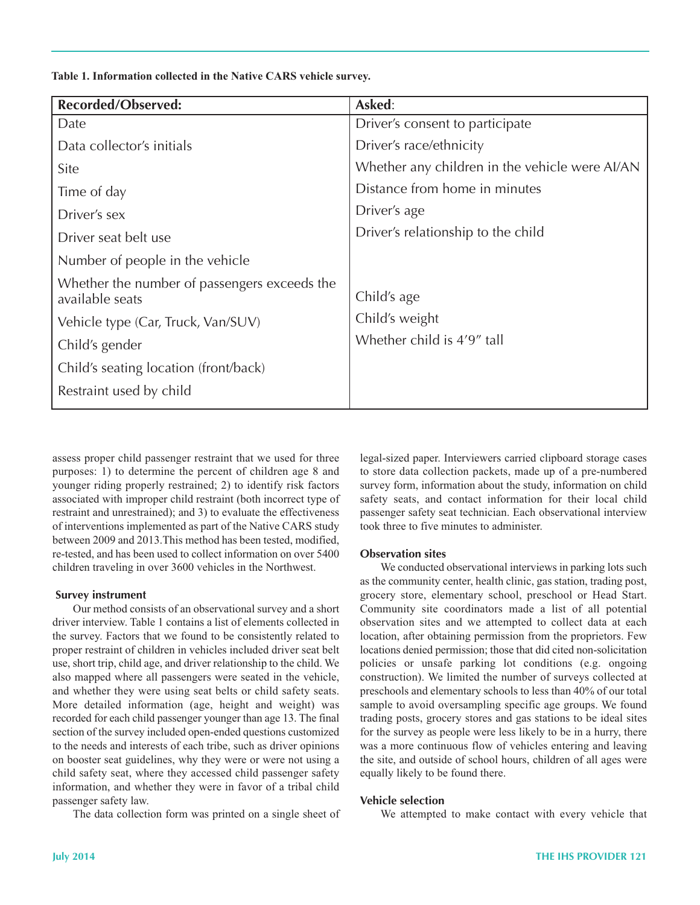**Table 1. Information collected in the Native CARS vehicle survey.**

| **Recorded/Observed:** | **Asked**: |
|---|---|
| Date | Driver's consent to participate |
| Data collector's initials | Driver's race/ethnicity |
| Site | Whether any children in the vehicle were AI/AN |
| Time of day | Distance from home in minutes |
| Driver's sex | Driver's age |
| Driver seat belt use | Driver's relationship to the child |
| Number of people in the vehicle | |
| Whether the number of passengers exceeds the available seats | Child's age |
| Vehicle type (Car, Truck, Van/SUV) | Child's weight |
| Child's gender | Whether child is 4'9" tall |
| Child's seating location (front/back) | |
| Restraint used by child | |

assess proper child passenger restraint that we used for three purposes: 1) to determine the percent of children age 8 and younger riding properly restrained; 2) to identify risk factors associated with improper child restraint (both incorrect type of restraint and unrestrained); and 3) to evaluate the effectiveness of interventions implemented as part of the Native CARS study between 2009 and 2013.This method has been tested, modified, re-tested, and has been used to collect information on over 5400 children traveling in over 3600 vehicles in the Northwest.

### Survey instrument

Our method consists of an observational survey and a short driver interview. Table 1 contains a list of elements collected in the survey. Factors that we found to be consistently related to proper restraint of children in vehicles included driver seat belt use, short trip, child age, and driver relationship to the child. We also mapped where all passengers were seated in the vehicle, and whether they were using seat belts or child safety seats. More detailed information (age, height and weight) was recorded for each child passenger younger than age 13. The final section of the survey included open-ended questions customized to the needs and interests of each tribe, such as driver opinions on booster seat guidelines, why they were or were not using a child safety seat, where they accessed child passenger safety information, and whether they were in favor of a tribal child passenger safety law.

The data collection form was printed on a single sheet of legal-sized paper. Interviewers carried clipboard storage cases to store data collection packets, made up of a pre-numbered survey form, information about the study, information on child safety seats, and contact information for their local child passenger safety seat technician. Each observational interview took three to five minutes to administer.

### Observation sites

We conducted observational interviews in parking lots such as the community center, health clinic, gas station, trading post, grocery store, elementary school, preschool or Head Start. Community site coordinators made a list of all potential observation sites and we attempted to collect data at each location, after obtaining permission from the proprietors. Few locations denied permission; those that did cited non-solicitation policies or unsafe parking lot conditions (e.g. ongoing construction). We limited the number of surveys collected at preschools and elementary schools to less than 40% of our total sample to avoid oversampling specific age groups. We found trading posts, grocery stores and gas stations to be ideal sites for the survey as people were less likely to be in a hurry, there was a more continuous flow of vehicles entering and leaving the site, and outside of school hours, children of all ages were equally likely to be found there.

### Vehicle selection

We attempted to make contact with every vehicle that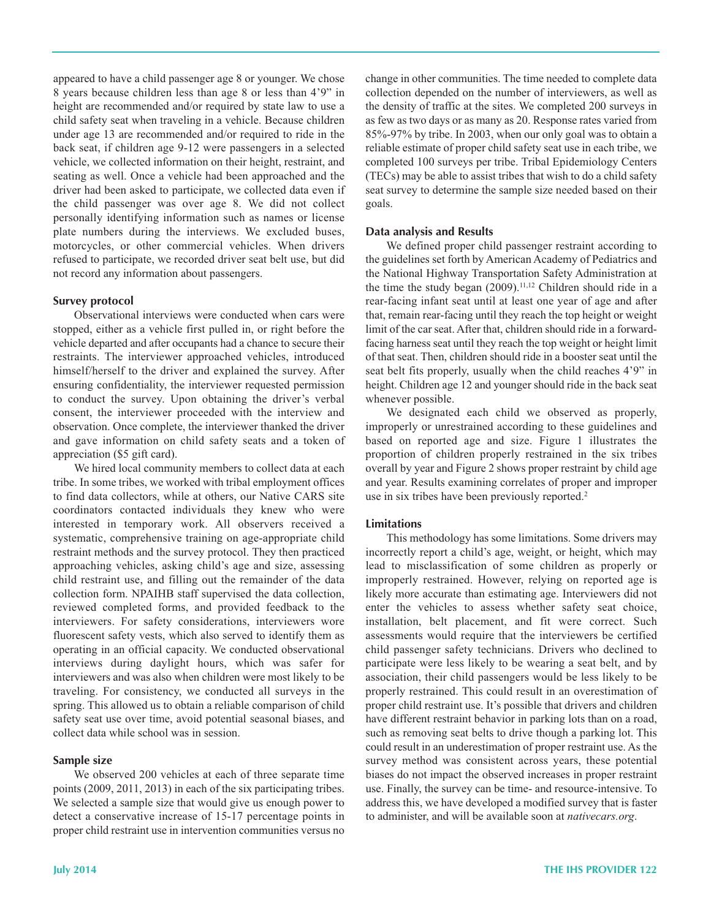appeared to have a child passenger age 8 or younger. We chose 8 years because children less than age 8 or less than 4'9" in height are recommended and/or required by state law to use a child safety seat when traveling in a vehicle. Because children under age 13 are recommended and/or required to ride in the back seat, if children age 9-12 were passengers in a selected vehicle, we collected information on their height, restraint, and seating as well. Once a vehicle had been approached and the driver had been asked to participate, we collected data even if the child passenger was over age 8. We did not collect personally identifying information such as names or license plate numbers during the interviews. We excluded buses, motorcycles, or other commercial vehicles. When drivers refused to participate, we recorded driver seat belt use, but did not record any information about passengers.

**Survey protocol**

Observational interviews were conducted when cars were stopped, either as a vehicle first pulled in, or right before the vehicle departed and after occupants had a chance to secure their restraints. The interviewer approached vehicles, introduced himself/herself to the driver and explained the survey. After ensuring confidentiality, the interviewer requested permission to conduct the survey. Upon obtaining the driver's verbal consent, the interviewer proceeded with the interview and observation. Once complete, the interviewer thanked the driver and gave information on child safety seats and a token of appreciation ($5 gift card).

We hired local community members to collect data at each tribe. In some tribes, we worked with tribal employment offices to find data collectors, while at others, our Native CARS site coordinators contacted individuals they knew who were interested in temporary work. All observers received a systematic, comprehensive training on age-appropriate child restraint methods and the survey protocol. They then practiced approaching vehicles, asking child's age and size, assessing child restraint use, and filling out the remainder of the data collection form. NPAIHB staff supervised the data collection, reviewed completed forms, and provided feedback to the interviewers. For safety considerations, interviewers wore fluorescent safety vests, which also served to identify them as operating in an official capacity. We conducted observational interviews during daylight hours, which was safer for interviewers and was also when children were most likely to be traveling. For consistency, we conducted all surveys in the spring. This allowed us to obtain a reliable comparison of child safety seat use over time, avoid potential seasonal biases, and collect data while school was in session.

**Sample size**

We observed 200 vehicles at each of three separate time points (2009, 2011, 2013) in each of the six participating tribes. We selected a sample size that would give us enough power to detect a conservative increase of 15-17 percentage points in proper child restraint use in intervention communities versus no change in other communities. The time needed to complete data collection depended on the number of interviewers, as well as the density of traffic at the sites. We completed 200 surveys in as few as two days or as many as 20. Response rates varied from 85%-97% by tribe. In 2003, when our only goal was to obtain a reliable estimate of proper child safety seat use in each tribe, we completed 100 surveys per tribe. Tribal Epidemiology Centers (TECs) may be able to assist tribes that wish to do a child safety seat survey to determine the sample size needed based on their goals.

**Data analysis and Results**

We defined proper child passenger restraint according to the guidelines set forth by American Academy of Pediatrics and the National Highway Transportation Safety Administration at the time the study began (2009).[11,12] Children should ride in a rear-facing infant seat until at least one year of age and after that, remain rear-facing until they reach the top height or weight limit of the car seat. After that, children should ride in a forward-facing harness seat until they reach the top weight or height limit of that seat. Then, children should ride in a booster seat until the seat belt fits properly, usually when the child reaches 4'9" in height. Children age 12 and younger should ride in the back seat whenever possible.

We designated each child we observed as properly, improperly or unrestrained according to these guidelines and based on reported age and size. Figure 1 illustrates the proportion of children properly restrained in the six tribes overall by year and Figure 2 shows proper restraint by child age and year. Results examining correlates of proper and improper use in six tribes have been previously reported.[2]

**Limitations**

This methodology has some limitations. Some drivers may incorrectly report a child's age, weight, or height, which may lead to misclassification of some children as properly or improperly restrained. However, relying on reported age is likely more accurate than estimating age. Interviewers did not enter the vehicles to assess whether safety seat choice, installation, belt placement, and fit were correct. Such assessments would require that the interviewers be certified child passenger safety technicians. Drivers who declined to participate were less likely to be wearing a seat belt, and by association, their child passengers would be less likely to be properly restrained. This could result in an overestimation of proper child restraint use. It's possible that drivers and children have different restraint behavior in parking lots than on a road, such as removing seat belts to drive though a parking lot. This could result in an underestimation of proper restraint use. As the survey method was consistent across years, these potential biases do not impact the observed increases in proper restraint use. Finally, the survey can be time- and resource-intensive. To address this, we have developed a modified survey that is faster to administer, and will be available soon at *nativecars.org*.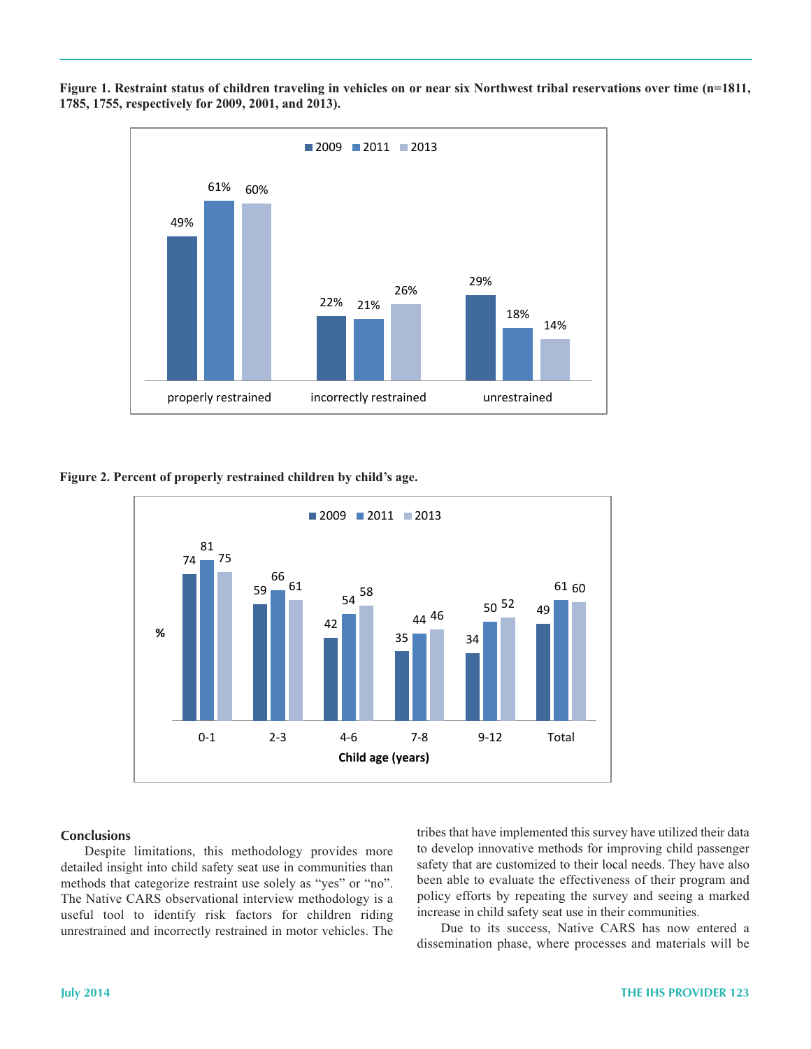**Figure 1. Restraint status of children traveling in vehicles on or near six Northwest tribal reservations over time (n=1811, 1785, 1755, respectively for 2009, 2001, and 2013).**

| | 2009 | 2011 | 2013 |
|---|---|---|---|
| properly restrained | 49% | 61% | 60% |
| incorrectly restrained | 22% | 21% | 26% |
| unrestrained | 29% | 18% | 14% |

**Figure 2. Percent of properly restrained children by child's age.**

| Child age (years) | 2009 | 2011 | 2013 |
|---|---|---|---|
| 0-1 | 74 | 81 | 75 |
| 2-3 | 59 | 66 | 61 |
| 4-6 | 42 | 54 | 58 |
| 7-8 | 35 | 44 | 46 |
| 9-12 | 34 | 50 | 52 |
| Total | 49 | 61 | 60 |

**Conclusions**

Despite limitations, this methodology provides more detailed insight into child safety seat use in communities than methods that categorize restraint use solely as "yes" or "no". The Native CARS observational interview methodology is a useful tool to identify risk factors for children riding unrestrained and incorrectly restrained in motor vehicles. The tribes that have implemented this survey have utilized their data to develop innovative methods for improving child passenger safety that are customized to their local needs. They have also been able to evaluate the effectiveness of their program and policy efforts by repeating the survey and seeing a marked increase in child safety seat use in their communities.

Due to its success, Native CARS has now entered a dissemination phase, where processes and materials will be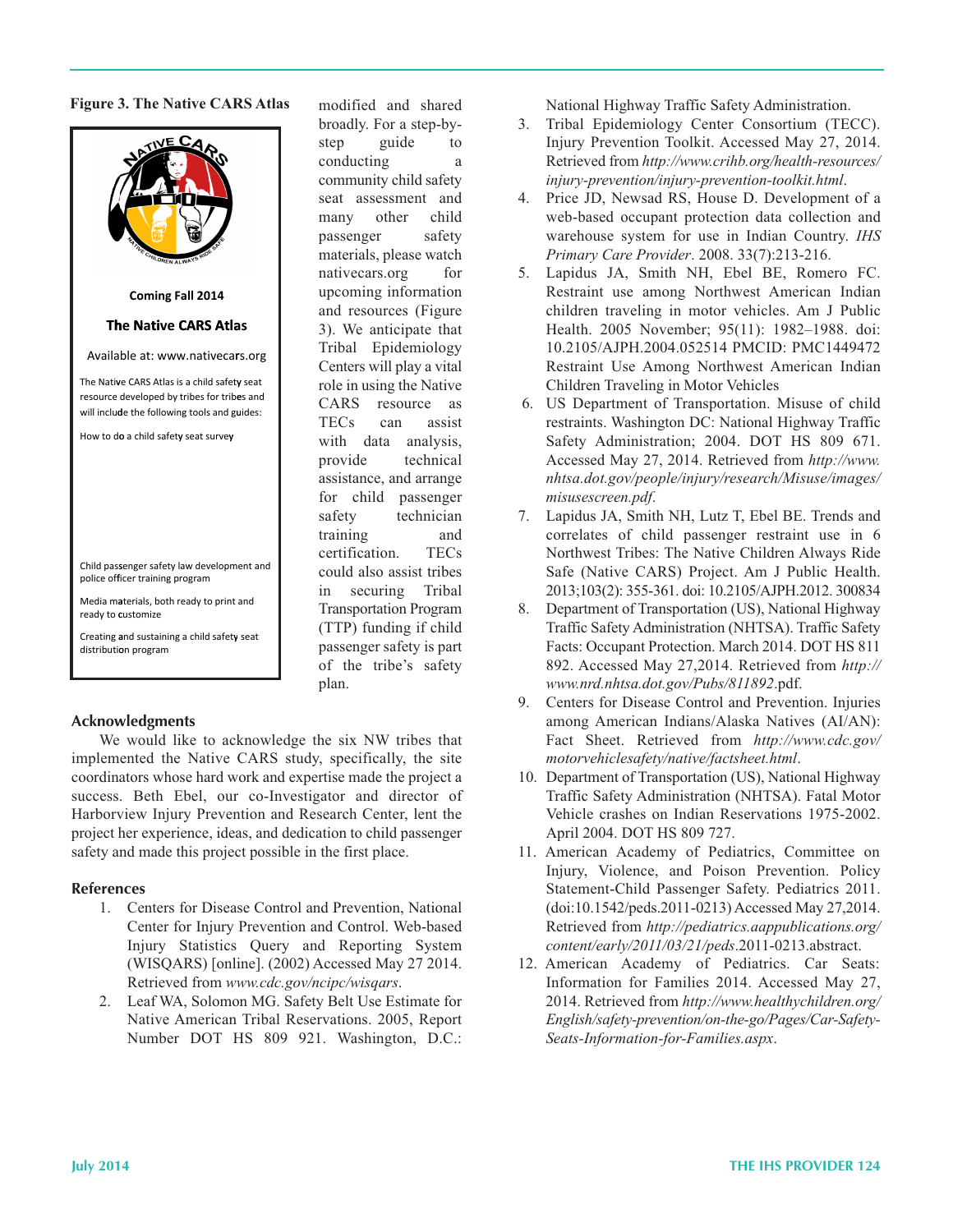**Figure 3. The Native CARS Atlas**

NATIVE CARS

NATIVE CHILDREN ALWAYS RIDE SAFE

Coming Fall 2014

The Native CARS Atlas

Available at: www.nativecars.org

The Native CARS Atlas is a child safety seat resource developed by tribes for tribes and will include the following tools and guides:

How to do a child safety seat survey

Child passenger safety law development and police officer training program

Media materials, both ready to print and ready to customize

Creating and sustaining a child safety seat distribution program

modified and shared broadly. For a step-by-step guide to conducting a community child safety seat assessment and many other child passenger safety materials, please watch nativecars.org for upcoming information and resources (Figure 3). We anticipate that Tribal Epidemiology Centers will play a vital role in using the Native CARS resource as TECs can assist with data analysis, provide technical assistance, and arrange for child passenger safety technician training and certification. TECs could also assist tribes in securing Tribal Transportation Program (TTP) funding if child passenger safety is part of the tribe's safety plan.

## Acknowledgments

We would like to acknowledge the six NW tribes that implemented the Native CARS study, specifically, the site coordinators whose hard work and expertise made the project a success. Beth Ebel, our co-Investigator and director of Harborview Injury Prevention and Research Center, lent the project her experience, ideas, and dedication to child passenger safety and made this project possible in the first place.

## References

1. Centers for Disease Control and Prevention, National Center for Injury Prevention and Control. Web-based Injury Statistics Query and Reporting System (WISQARS) [online]. (2002) Accessed May 27 2014. Retrieved from *www.cdc.gov/ncipc/wisqars*.
2. Leaf WA, Solomon MG. Safety Belt Use Estimate for Native American Tribal Reservations. 2005, Report Number DOT HS 809 921. Washington, D.C.: National Highway Traffic Safety Administration.
3. Tribal Epidemiology Center Consortium (TECC). Injury Prevention Toolkit. Accessed May 27, 2014. Retrieved from *http://www.crihb.org/health-resources/injury-prevention/injury-prevention-toolkit.html*.
4. Price JD, Newsad RS, House D. Development of a web-based occupant protection data collection and warehouse system for use in Indian Country. *IHS Primary Care Provider*. 2008. 33(7):213-216.
5. Lapidus JA, Smith NH, Ebel BE, Romero FC. Restraint use among Northwest American Indian children traveling in motor vehicles. Am J Public Health. 2005 November; 95(11): 1982–1988. doi: 10.2105/AJPH.2004.052514 PMCID: PMC1449472 Restraint Use Among Northwest American Indian Children Traveling in Motor Vehicles
6. US Department of Transportation. Misuse of child restraints. Washington DC: National Highway Traffic Safety Administration; 2004. DOT HS 809 671. Accessed May 27, 2014. Retrieved from *http://www.nhtsa.dot.gov/people/injury/research/Misuse/images/misusescreen.pdf*.
7. Lapidus JA, Smith NH, Lutz T, Ebel BE. Trends and correlates of child passenger restraint use in 6 Northwest Tribes: The Native Children Always Ride Safe (Native CARS) Project. Am J Public Health. 2013;103(2): 355-361. doi: 10.2105/AJPH.2012. 300834
8. Department of Transportation (US), National Highway Traffic Safety Administration (NHTSA). Traffic Safety Facts: Occupant Protection. March 2014. DOT HS 811 892. Accessed May 27,2014. Retrieved from *http://www.nrd.nhtsa.dot.gov/Pubs/811892*.pdf.
9. Centers for Disease Control and Prevention. Injuries among American Indians/Alaska Natives (AI/AN): Fact Sheet. Retrieved from *http://www.cdc.gov/motorvehiclesafety/native/factsheet.html*.
10. Department of Transportation (US), National Highway Traffic Safety Administration (NHTSA). Fatal Motor Vehicle crashes on Indian Reservations 1975-2002. April 2004. DOT HS 809 727.
11. American Academy of Pediatrics, Committee on Injury, Violence, and Poison Prevention. Policy Statement-Child Passenger Safety. Pediatrics 2011. (doi:10.1542/peds.2011-0213) Accessed May 27,2014. Retrieved from *http://pediatrics.aappublications.org/content/early/2011/03/21/peds*.2011-0213.abstract.
12. American Academy of Pediatrics. Car Seats: Information for Families 2014. Accessed May 27, 2014. Retrieved from *http://www.healthychildren.org/English/safety-prevention/on-the-go/Pages/Car-Safety-Seats-Information-for-Families.aspx*.